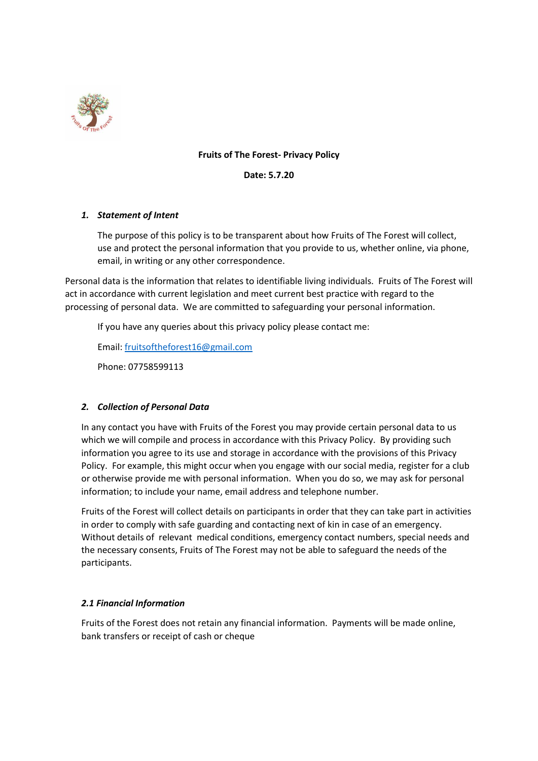**Fruits of The Forest- Privacy Policy**

**Date: 5.7.20**

## 1. *Statement of Intent*

The purpose of this policy is to be transparent about how Fruits of The Forest will collect, use and protect the personal information that you provide to us, whether online, via phone, email, in writing or any other correspondence.

Personal data is the information that relates to identifiable living individuals. Fruits of The Forest will act in accordance with current legislation and meet current best practice with regard to the processing of personal data. We are committed to safeguarding your personal information.

If you have any queries about this privacy policy please contact me:

Email: fruitsoftheforest16@gmail.com

Phone: 07758599113

## 2. *Collection of Personal Data*

In any contact you have with Fruits of the Forest you may provide certain personal data to us which we will compile and process in accordance with this Privacy Policy. By providing such information you agree to its use and storage in accordance with the provisions of this Privacy Policy. For example, this might occur when you engage with our social media, register for a club or otherwise provide me with personal information. When you do so, we may ask for personal information; to include your name, email address and telephone number.

Fruits of the Forest will collect details on participants in order that they can take part in activities in order to comply with safe guarding and contacting next of kin in case of an emergency. Without details of relevant medical conditions, emergency contact numbers, special needs and the necessary consents, Fruits of The Forest may not be able to safeguard the needs of the participants.

### *2.1 Financial Information*

Fruits of the Forest does not retain any financial information. Payments will be made online, bank transfers or receipt of cash or cheque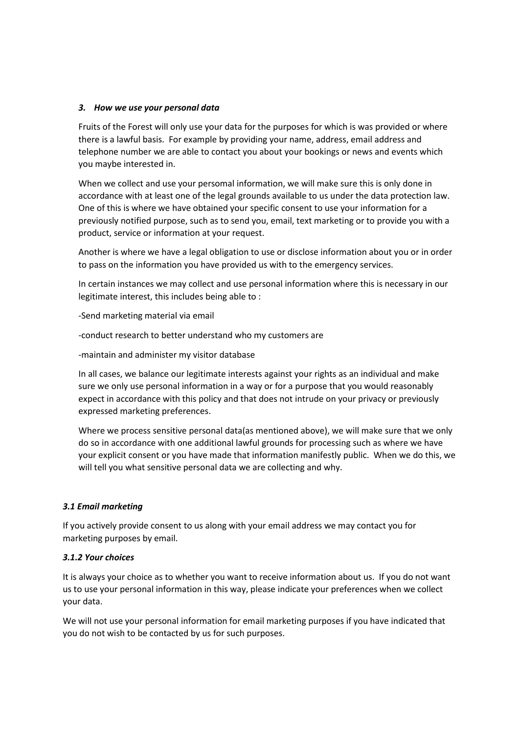### *3. How we use your personal data*

Fruits of the Forest will only use your data for the purposes for which is was provided or where there is a lawful basis. For example by providing your name, address, email address and telephone number we are able to contact you about your bookings or news and events which you maybe interested in.

When we collect and use your persomal information, we will make sure this is only done in accordance with at least one of the legal grounds available to us under the data protection law. One of this is where we have obtained your specific consent to use your information for a previously notified purpose, such as to send you, email, text marketing or to provide you with a product, service or information at your request.

Another is where we have a legal obligation to use or disclose information about you or in order to pass on the information you have provided us with to the emergency services.

In certain instances we may collect and use personal information where this is necessary in our legitimate interest, this includes being able to :

-Send marketing material via email

-conduct research to better understand who my customers are

-maintain and administer my visitor database

In all cases, we balance our legitimate interests against your rights as an individual and make sure we only use personal information in a way or for a purpose that you would reasonably expect in accordance with this policy and that does not intrude on your privacy or previously expressed marketing preferences.

Where we process sensitive personal data(as mentioned above), we will make sure that we only do so in accordance with one additional lawful grounds for processing such as where we have your explicit consent or you have made that information manifestly public. When we do this, we will tell you what sensitive personal data we are collecting and why.

#### *3.1 Email marketing*

If you actively provide consent to us along with your email address we may contact you for marketing purposes by email.

#### *3.1.2 Your choices*

It is always your choice as to whether you want to receive information about us. If you do not want us to use your personal information in this way, please indicate your preferences when we collect your data.

We will not use your personal information for email marketing purposes if you have indicated that you do not wish to be contacted by us for such purposes.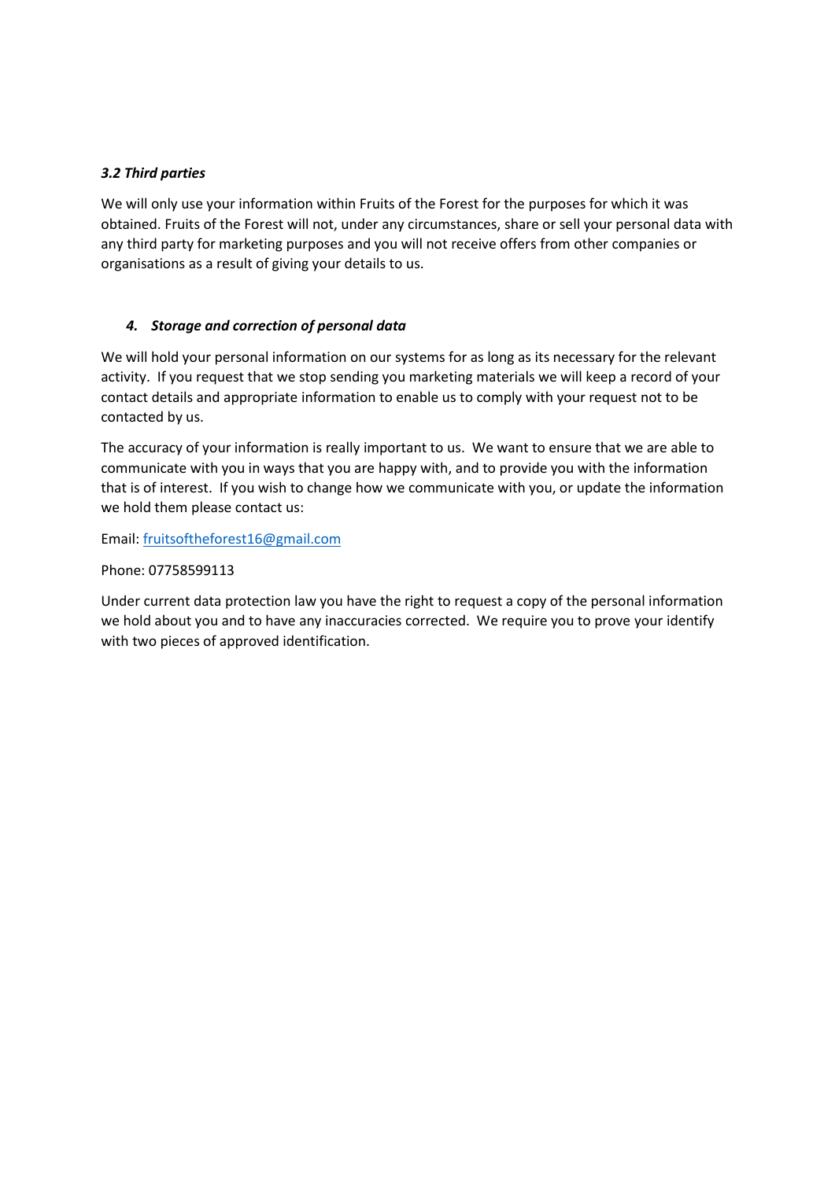### *3.2 Third parties*

We will only use your information within Fruits of the Forest for the purposes for which it was obtained. Fruits of the Forest will not, under any circumstances, share or sell your personal data with any third party for marketing purposes and you will not receive offers from other companies or organisations as a result of giving your details to us.

## *4. Storage and correction of personal data*

We will hold your personal information on our systems for as long as its necessary for the relevant activity. If you request that we stop sending you marketing materials we will keep a record of your contact details and appropriate information to enable us to comply with your request not to be contacted by us.

The accuracy of your information is really important to us. We want to ensure that we are able to communicate with you in ways that you are happy with, and to provide you with the information that is of interest. If you wish to change how we communicate with you, or update the information we hold them please contact us:

Email: fruitsoftheforest16@gmail.com

Phone: 07758599113

Under current data protection law you have the right to request a copy of the personal information we hold about you and to have any inaccuracies corrected. We require you to prove your identify with two pieces of approved identification.